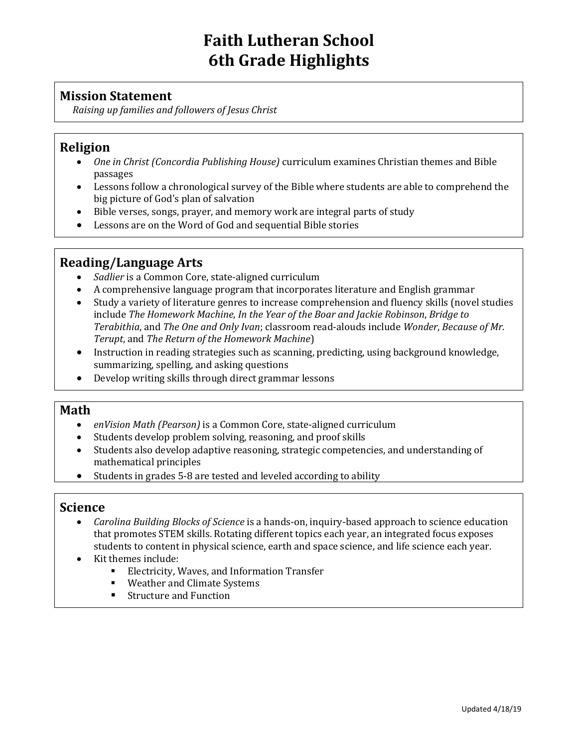# Faith Lutheran School
# 6th Grade Highlights

## Mission Statement

*Raising up families and followers of Jesus Christ*

## Religion

- *One in Christ (Concordia Publishing House)* curriculum examines Christian themes and Bible passages
- Lessons follow a chronological survey of the Bible where students are able to comprehend the big picture of God's plan of salvation
- Bible verses, songs, prayer, and memory work are integral parts of study
- Lessons are on the Word of God and sequential Bible stories

## Reading/Language Arts

- *Sadlier* is a Common Core, state-aligned curriculum
- A comprehensive language program that incorporates literature and English grammar
- Study a variety of literature genres to increase comprehension and fluency skills (novel studies include *The Homework Machine*, *In the Year of the Boar and Jackie Robinson*, *Bridge to Terabithia*, and *The One and Only Ivan*; classroom read-alouds include *Wonder*, *Because of Mr. Terupt*, and *The Return of the Homework Machine*)
- Instruction in reading strategies such as scanning, predicting, using background knowledge, summarizing, spelling, and asking questions
- Develop writing skills through direct grammar lessons

## Math

- *enVision Math (Pearson)* is a Common Core, state-aligned curriculum
- Students develop problem solving, reasoning, and proof skills
- Students also develop adaptive reasoning, strategic competencies, and understanding of mathematical principles
- Students in grades 5-8 are tested and leveled according to ability

## Science

- *Carolina Building Blocks of Science* is a hands-on, inquiry-based approach to science education that promotes STEM skills. Rotating different topics each year, an integrated focus exposes students to content in physical science, earth and space science, and life science each year.
- Kit themes include:
  - Electricity, Waves, and Information Transfer
  - Weather and Climate Systems
  - Structure and Function

Updated 4/18/19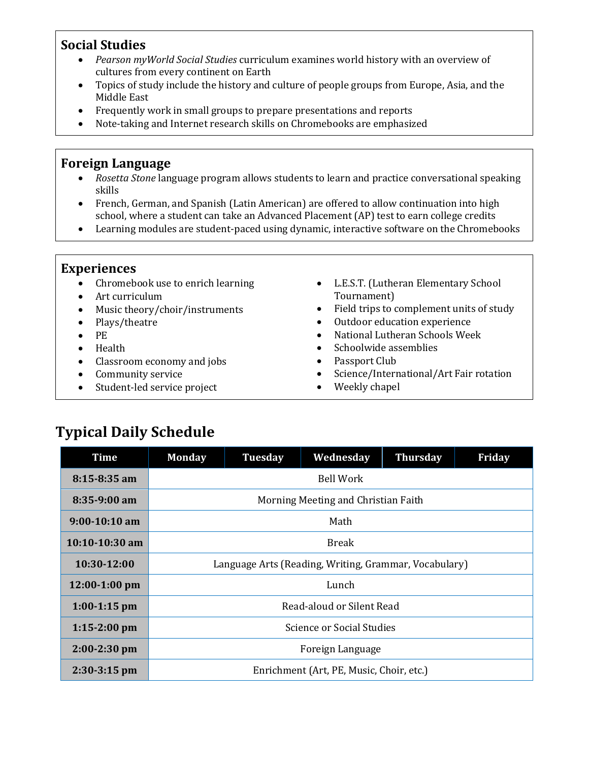## Social Studies

- *Pearson myWorld Social Studies* curriculum examines world history with an overview of cultures from every continent on Earth
- Topics of study include the history and culture of people groups from Europe, Asia, and the Middle East
- Frequently work in small groups to prepare presentations and reports
- Note-taking and Internet research skills on Chromebooks are emphasized

## Foreign Language

- *Rosetta Stone* language program allows students to learn and practice conversational speaking skills
- French, German, and Spanish (Latin American) are offered to allow continuation into high school, where a student can take an Advanced Placement (AP) test to earn college credits
- Learning modules are student-paced using dynamic, interactive software on the Chromebooks

## Experiences

- Chromebook use to enrich learning
- Art curriculum
- Music theory/choir/instruments
- Plays/theatre
- PE
- Health
- Classroom economy and jobs
- Community service
- Student-led service project
- L.E.S.T. (Lutheran Elementary School Tournament)
- Field trips to complement units of study
- Outdoor education experience
- National Lutheran Schools Week
- Schoolwide assemblies
- Passport Club
- Science/International/Art Fair rotation
- Weekly chapel

# Typical Daily Schedule

| Time | Monday | Tuesday | Wednesday | Thursday | Friday |
|---|---|---|---|---|---|
| 8:15-8:35 am | Bell Work | | | | |
| 8:35-9:00 am | Morning Meeting and Christian Faith | | | | |
| 9:00-10:10 am | Math | | | | |
| 10:10-10:30 am | Break | | | | |
| 10:30-12:00 | Language Arts (Reading, Writing, Grammar, Vocabulary) | | | | |
| 12:00-1:00 pm | Lunch | | | | |
| 1:00-1:15 pm | Read-aloud or Silent Read | | | | |
| 1:15-2:00 pm | Science or Social Studies | | | | |
| 2:00-2:30 pm | Foreign Language | | | | |
| 2:30-3:15 pm | Enrichment (Art, PE, Music, Choir, etc.) | | | | |